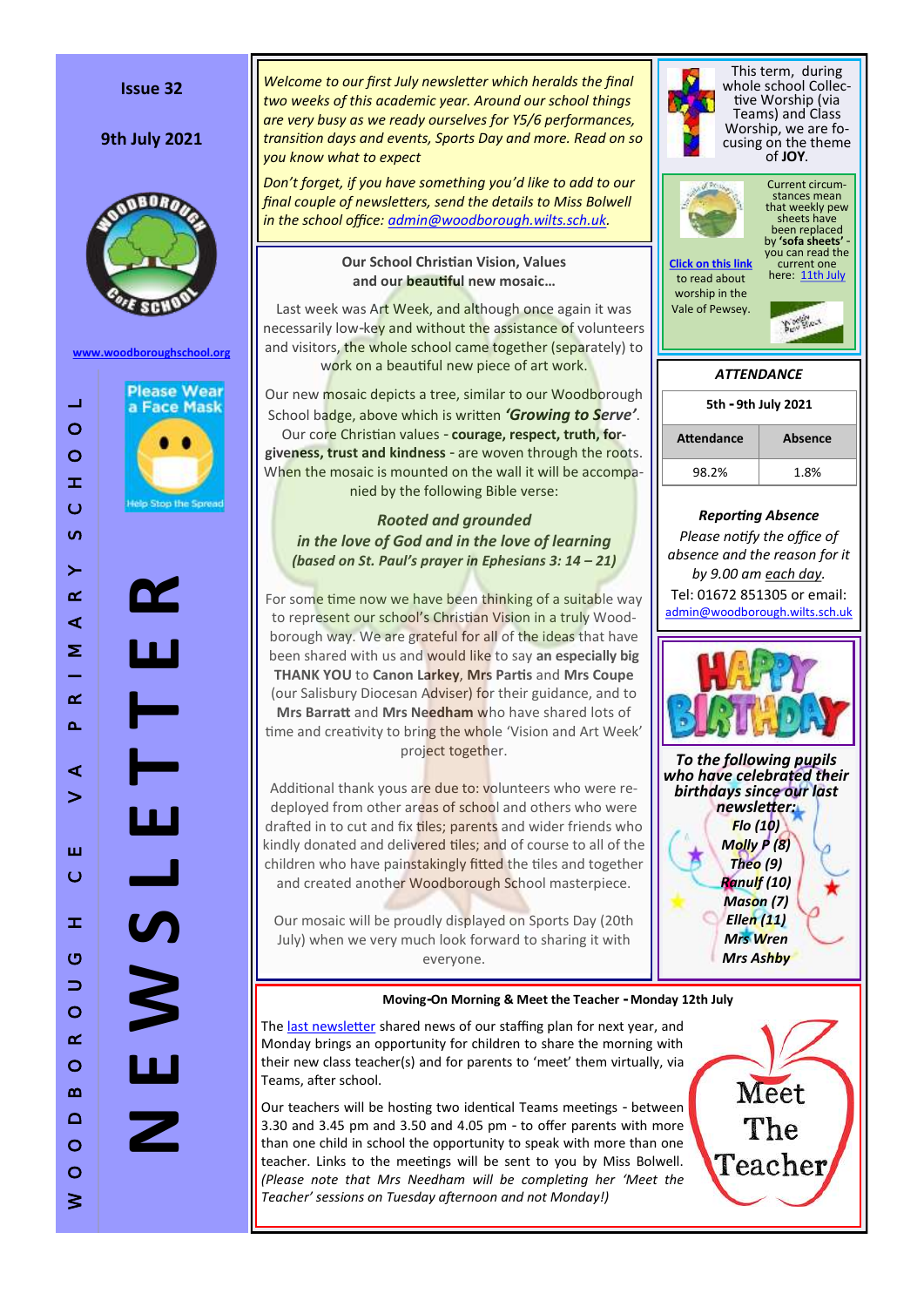# WOODBOROUGH CE VA PRIMARY SCHOOL NEWSLETTER

**Issue 32**

**9th July 2021**

www.woodboroughschool.org

Please Wear a Face Mask — Help Stop the Spread

*Welcome to our first July newsletter which heralds the final two weeks of this academic year. Around our school things are very busy as we ready ourselves for Y5/6 performances, transition days and events, Sports Day and more. Read on so you know what to expect*

*Don't forget, if you have something you'd like to add to our final couple of newsletters, send the details to Miss Bolwell in the school office: admin@woodborough.wilts.sch.uk.*

## Our School Christian Vision, Values and our beautiful new mosaic…

Last week was Art Week, and although once again it was necessarily low-key and without the assistance of volunteers and visitors, the whole school came together (separately) to work on a beautiful new piece of art work.

Our new mosaic depicts a tree, similar to our Woodborough School badge, above which is written ***'Growing to Serve'***. Our core Christian values - **courage, respect, truth, forgiveness, trust and kindness** - are woven through the roots. When the mosaic is mounted on the wall it will be accompanied by the following Bible verse:

***Rooted and grounded***
***in the love of God and in the love of learning***
***(based on St. Paul's prayer in Ephesians 3: 14 – 21)***

For some time now we have been thinking of a suitable way to represent our school's Christian Vision in a truly Woodborough way. We are grateful for all of the ideas that have been shared with us and would like to say **an especially big THANK YOU** to **Canon Larkey**, **Mrs Partis** and **Mrs Coupe** (our Salisbury Diocesan Adviser) for their guidance, and to **Mrs Barratt** and **Mrs Needham** who have shared lots of time and creativity to bring the whole 'Vision and Art Week' project together.

Additional thank yous are due to: volunteers who were redeployed from other areas of school and others who were drafted in to cut and fix tiles; parents and wider friends who kindly donated and delivered tiles; and of course to all of the children who have painstakingly fitted the tiles and together and created another Woodborough School masterpiece.

Our mosaic will be proudly displayed on Sports Day (20th July) when we very much look forward to sharing it with everyone.

This term, during whole school Collective Worship (via Teams) and Class Worship, we are focusing on the theme of **JOY**.

Current circumstances mean that weekly pew sheets have been replaced by **'sofa sheets'** - you can read the current one here: 11th July

Click on this link to read about worship in the Vale of Pewsey.

## ATTENDANCE

| 5th - 9th July 2021 | |
|---|---|
| **Attendance** | **Absence** |
| 98.2% | 1.8% |

***Reporting Absence***

*Please notify the office of absence and the reason for it by 9.00 am each day.*

Tel: 01672 851305 or email: admin@woodborough.wilts.sch.uk

## HAPPY BIRTHDAY

***To the following pupils who have celebrated their birthdays since our last newsletter:***

***Flo (10)***
***Molly P (8)***
***Theo (9)***
***Ranulf (10)***
***Mason (7)***
***Ellen (11)***
***Mrs Wren***
***Mrs Ashby***

## Moving-On Morning & Meet the Teacher - Monday 12th July

The last newsletter shared news of our staffing plan for next year, and Monday brings an opportunity for children to share the morning with their new class teacher(s) and for parents to 'meet' them virtually, via Teams, after school.

Our teachers will be hosting two identical Teams meetings - between 3.30 and 3.45 pm and 3.50 and 4.05 pm - to offer parents with more than one child in school the opportunity to speak with more than one teacher. Links to the meetings will be sent to you by Miss Bolwell. *(Please note that Mrs Needham will be completing her 'Meet the Teacher' sessions on Tuesday afternoon and not Monday!)*

Meet The Teacher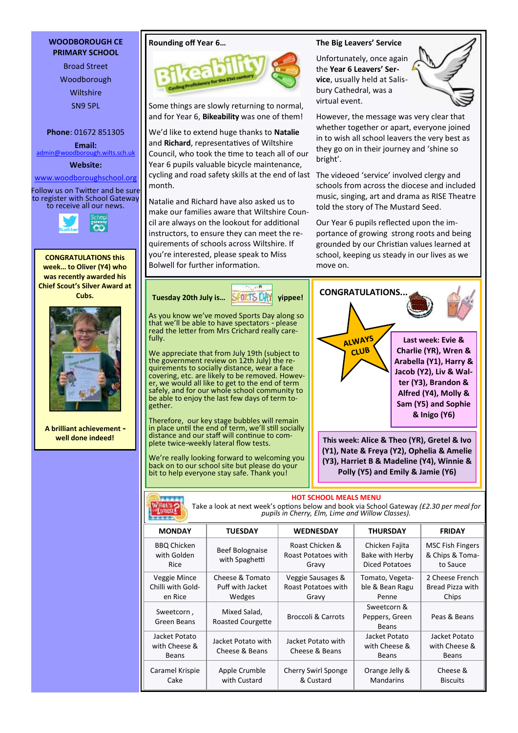**WOODBOROUGH CE PRIMARY SCHOOL**

Broad Street
Woodborough
Wiltshire
SN9 5PL

**Phone**: 01672 851305

**Email:**
admin@woodborough.wilts.sch.uk

**Website:**
www.woodboroughschool.org

Follow us on Twitter and be sure to register with School Gateway to receive all our news.

**CONGRATULATIONS this week… to Oliver (Y4) who was recently awarded his Chief Scout's Silver Award at Cubs.**

**A brilliant achievement - well done indeed!**

## Rounding off Year 6…

Some things are slowly returning to normal, and for Year 6, **Bikeability** was one of them!

We'd like to extend huge thanks to **Natalie** and **Richard**, representatives of Wiltshire Council, who took the time to teach all of our Year 6 pupils valuable bicycle maintenance, cycling and road safety skills at the end of last month.

Natalie and Richard have also asked us to make our families aware that Wiltshire Council are always on the lookout for additional instructors, to ensure they can meet the requirements of schools across Wiltshire. If you're interested, please speak to Miss Bolwell for further information.

## The Big Leavers' Service

Unfortunately, once again the **Year 6 Leavers' Service**, usually held at Salisbury Cathedral, was a virtual event.

However, the message was very clear that whether together or apart, everyone joined in to wish all school leavers the very best as they go on in their journey and 'shine so bright'.

The videoed 'service' involved clergy and schools from across the diocese and included music, singing, art and drama as RISE Theatre told the story of The Mustard Seed.

Our Year 6 pupils reflected upon the importance of growing strong roots and being grounded by our Christian values learned at school, keeping us steady in our lives as we move on.

## Tuesday 20th July is… SPORTS DAY yippee!

As you know we've moved Sports Day along so that we'll be able to have spectators - please read the letter from Mrs Crichard really carefully.

We appreciate that from July 19th (subject to the government review on 12th July) the requirements to socially distance, wear a face covering, etc. are likely to be removed. However, we would all like to get to the end of term safely, and for our whole school community to be able to enjoy the last few days of term together.

Therefore, our key stage bubbles will remain in place until the end of term, we'll still socially distance and our staff will continue to complete twice-weekly lateral flow tests.

We're really looking forward to welcoming you back on to our school site but please do your bit to help everyone stay safe. Thank you!

## CONGRATULATIONS…

ALWAYS CLUB

**Last week: Evie & Charlie (YR), Wren & Arabella (Y1), Harry & Jacob (Y2), Liv & Walter (Y3), Brandon & Alfred (Y4), Molly & Sam (Y5) and Sophie & Inigo (Y6)**

**This week: Alice & Theo (YR), Gretel & Ivo (Y1), Nate & Freya (Y2), Ophelia & Amelie (Y3), Harriet B & Madeline (Y4), Winnie & Polly (Y5) and Emily & Jamie (Y6)**

## HOT SCHOOL MEALS MENU

Take a look at next week's options below and book via School Gateway *(£2.30 per meal for pupils in Cherry, Elm, Lime and Willow Classes).*

| MONDAY | TUESDAY | WEDNESDAY | THURSDAY | FRIDAY |
|---|---|---|---|---|
| BBQ Chicken with Golden Rice | Beef Bolognaise with Spaghetti | Roast Chicken & Roast Potatoes with Gravy | Chicken Fajita Bake with Herby Diced Potatoes | MSC Fish Fingers & Chips & Tomato Sauce |
| Veggie Mince Chilli with Golden Rice | Cheese & Tomato Puff with Jacket Wedges | Veggie Sausages & Roast Potatoes with Gravy | Tomato, Vegetable & Bean Ragu Penne | 2 Cheese French Bread Pizza with Chips |
| Sweetcorn , Green Beans | Mixed Salad, Roasted Courgette | Broccoli & Carrots | Sweetcorn & Peppers, Green Beans | Peas & Beans |
| Jacket Potato with Cheese & Beans | Jacket Potato with Cheese & Beans | Jacket Potato with Cheese & Beans | Jacket Potato with Cheese & Beans | Jacket Potato with Cheese & Beans |
| Caramel Krispie Cake | Apple Crumble with Custard | Cherry Swirl Sponge & Custard | Orange Jelly & Mandarins | Cheese & Biscuits |